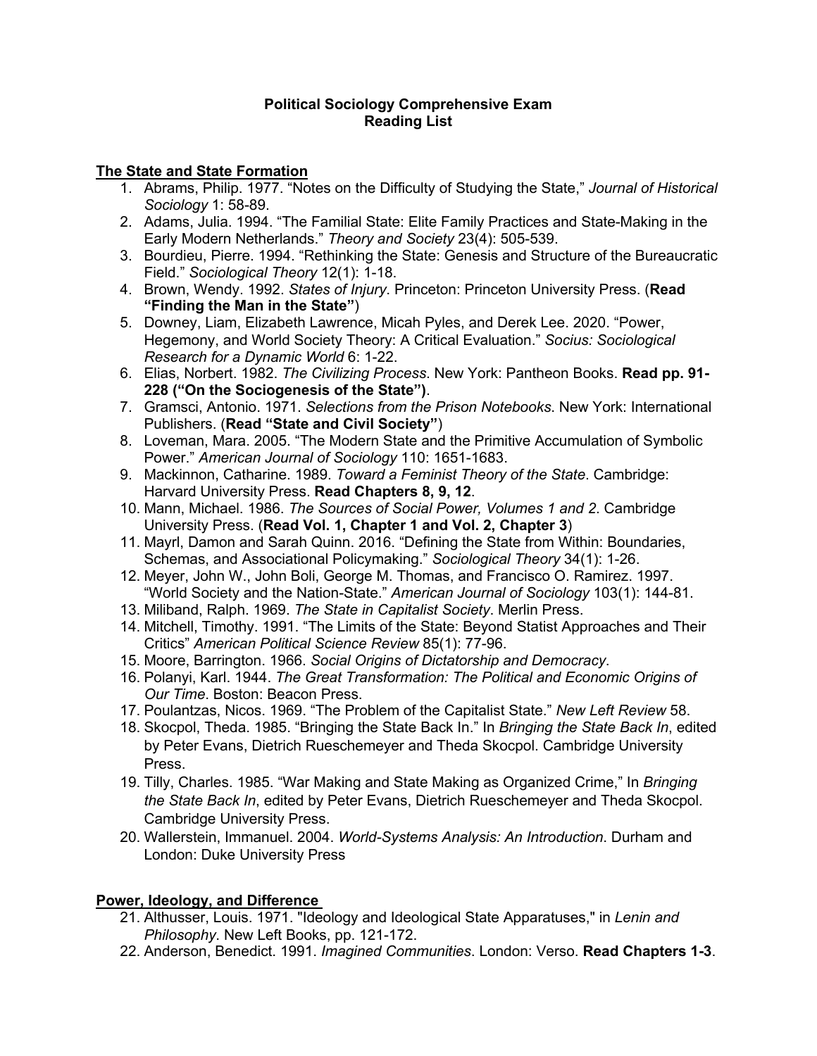**Political Sociology Comprehensive Exam**
**Reading List**

**The State and State Formation**

1. Abrams, Philip. 1977. "Notes on the Difficulty of Studying the State," *Journal of Historical Sociology* 1: 58-89.
2. Adams, Julia. 1994. "The Familial State: Elite Family Practices and State-Making in the Early Modern Netherlands." *Theory and Society* 23(4): 505-539.
3. Bourdieu, Pierre. 1994. "Rethinking the State: Genesis and Structure of the Bureaucratic Field." *Sociological Theory* 12(1): 1-18.
4. Brown, Wendy. 1992. *States of Injury*. Princeton: Princeton University Press. (**Read "Finding the Man in the State"**)
5. Downey, Liam, Elizabeth Lawrence, Micah Pyles, and Derek Lee. 2020. "Power, Hegemony, and World Society Theory: A Critical Evaluation." *Socius: Sociological Research for a Dynamic World* 6: 1-22.
6. Elias, Norbert. 1982. *The Civilizing Process*. New York: Pantheon Books. **Read pp. 91-228 ("On the Sociogenesis of the State")**.
7. Gramsci, Antonio. 1971. *Selections from the Prison Notebooks*. New York: International Publishers. (**Read "State and Civil Society"**)
8. Loveman, Mara. 2005. "The Modern State and the Primitive Accumulation of Symbolic Power." *American Journal of Sociology* 110: 1651-1683.
9. Mackinnon, Catharine. 1989. *Toward a Feminist Theory of the State*. Cambridge: Harvard University Press. **Read Chapters 8, 9, 12**.
10. Mann, Michael. 1986. *The Sources of Social Power, Volumes 1 and 2*. Cambridge University Press. (**Read Vol. 1, Chapter 1 and Vol. 2, Chapter 3**)
11. Mayrl, Damon and Sarah Quinn. 2016. "Defining the State from Within: Boundaries, Schemas, and Associational Policymaking." *Sociological Theory* 34(1): 1-26.
12. Meyer, John W., John Boli, George M. Thomas, and Francisco O. Ramirez. 1997. "World Society and the Nation-State." *American Journal of Sociology* 103(1): 144-81.
13. Miliband, Ralph. 1969. *The State in Capitalist Society*. Merlin Press.
14. Mitchell, Timothy. 1991. "The Limits of the State: Beyond Statist Approaches and Their Critics" *American Political Science Review* 85(1): 77-96.
15. Moore, Barrington. 1966. *Social Origins of Dictatorship and Democracy*.
16. Polanyi, Karl. 1944. *The Great Transformation: The Political and Economic Origins of Our Time*. Boston: Beacon Press.
17. Poulantzas, Nicos. 1969. "The Problem of the Capitalist State." *New Left Review* 58.
18. Skocpol, Theda. 1985. "Bringing the State Back In." In *Bringing the State Back In*, edited by Peter Evans, Dietrich Rueschemeyer and Theda Skocpol. Cambridge University Press.
19. Tilly, Charles. 1985. "War Making and State Making as Organized Crime," In *Bringing the State Back In*, edited by Peter Evans, Dietrich Rueschemeyer and Theda Skocpol. Cambridge University Press.
20. Wallerstein, Immanuel. 2004. *World-Systems Analysis: An Introduction*. Durham and London: Duke University Press

**Power, Ideology, and Difference**

21. Althusser, Louis. 1971. "Ideology and Ideological State Apparatuses," in *Lenin and Philosophy*. New Left Books, pp. 121-172.
22. Anderson, Benedict. 1991. *Imagined Communities*. London: Verso. **Read Chapters 1-3**.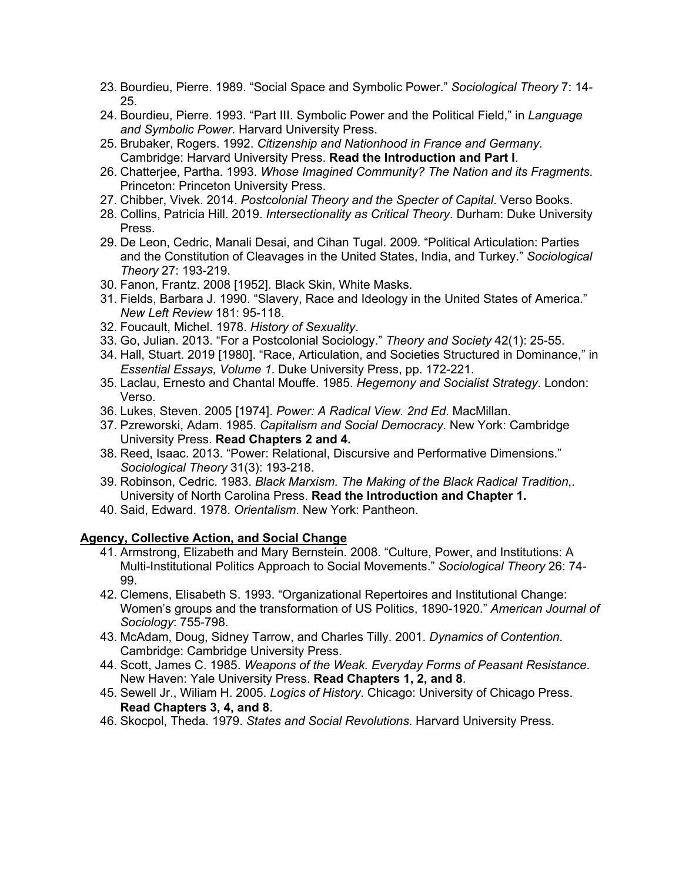23. Bourdieu, Pierre. 1989. "Social Space and Symbolic Power." *Sociological Theory* 7: 14-25.
24. Bourdieu, Pierre. 1993. "Part III. Symbolic Power and the Political Field," in *Language and Symbolic Power*. Harvard University Press.
25. Brubaker, Rogers. 1992. *Citizenship and Nationhood in France and Germany*. Cambridge: Harvard University Press. **Read the Introduction and Part I**.
26. Chatterjee, Partha. 1993. *Whose Imagined Community? The Nation and its Fragments*. Princeton: Princeton University Press.
27. Chibber, Vivek. 2014. *Postcolonial Theory and the Specter of Capital*. Verso Books.
28. Collins, Patricia Hill. 2019. *Intersectionality as Critical Theory*. Durham: Duke University Press.
29. De Leon, Cedric, Manali Desai, and Cihan Tugal. 2009. "Political Articulation: Parties and the Constitution of Cleavages in the United States, India, and Turkey." *Sociological Theory* 27: 193-219.
30. Fanon, Frantz. 2008 [1952]. Black Skin, White Masks.
31. Fields, Barbara J. 1990. "Slavery, Race and Ideology in the United States of America." *New Left Review* 181: 95-118.
32. Foucault, Michel. 1978. *History of Sexuality*.
33. Go, Julian. 2013. "For a Postcolonial Sociology." *Theory and Society* 42(1): 25-55.
34. Hall, Stuart. 2019 [1980]. "Race, Articulation, and Societies Structured in Dominance," in *Essential Essays, Volume 1*. Duke University Press, pp. 172-221.
35. Laclau, Ernesto and Chantal Mouffe. 1985. *Hegemony and Socialist Strategy*. London: Verso.
36. Lukes, Steven. 2005 [1974]. *Power: A Radical View. 2nd Ed*. MacMillan.
37. Pzreworski, Adam. 1985. *Capitalism and Social Democracy*. New York: Cambridge University Press. **Read Chapters 2 and 4.**
38. Reed, Isaac. 2013. "Power: Relational, Discursive and Performative Dimensions." *Sociological Theory* 31(3): 193-218.
39. Robinson, Cedric. 1983. *Black Marxism. The Making of the Black Radical Tradition,*. University of North Carolina Press. **Read the Introduction and Chapter 1.**
40. Said, Edward. 1978. *Orientalism*. New York: Pantheon.

## Agency, Collective Action, and Social Change

41. Armstrong, Elizabeth and Mary Bernstein. 2008. "Culture, Power, and Institutions: A Multi-Institutional Politics Approach to Social Movements." *Sociological Theory* 26: 74-99.
42. Clemens, Elisabeth S. 1993. "Organizational Repertoires and Institutional Change: Women's groups and the transformation of US Politics, 1890-1920." *American Journal of Sociology*: 755-798.
43. McAdam, Doug, Sidney Tarrow, and Charles Tilly. 2001. *Dynamics of Contention*. Cambridge: Cambridge University Press.
44. Scott, James C. 1985. *Weapons of the Weak. Everyday Forms of Peasant Resistance*. New Haven: Yale University Press. **Read Chapters 1, 2, and 8**.
45. Sewell Jr., Wiliam H. 2005. *Logics of History*. Chicago: University of Chicago Press. **Read Chapters 3, 4, and 8**.
46. Skocpol, Theda. 1979. *States and Social Revolutions*. Harvard University Press.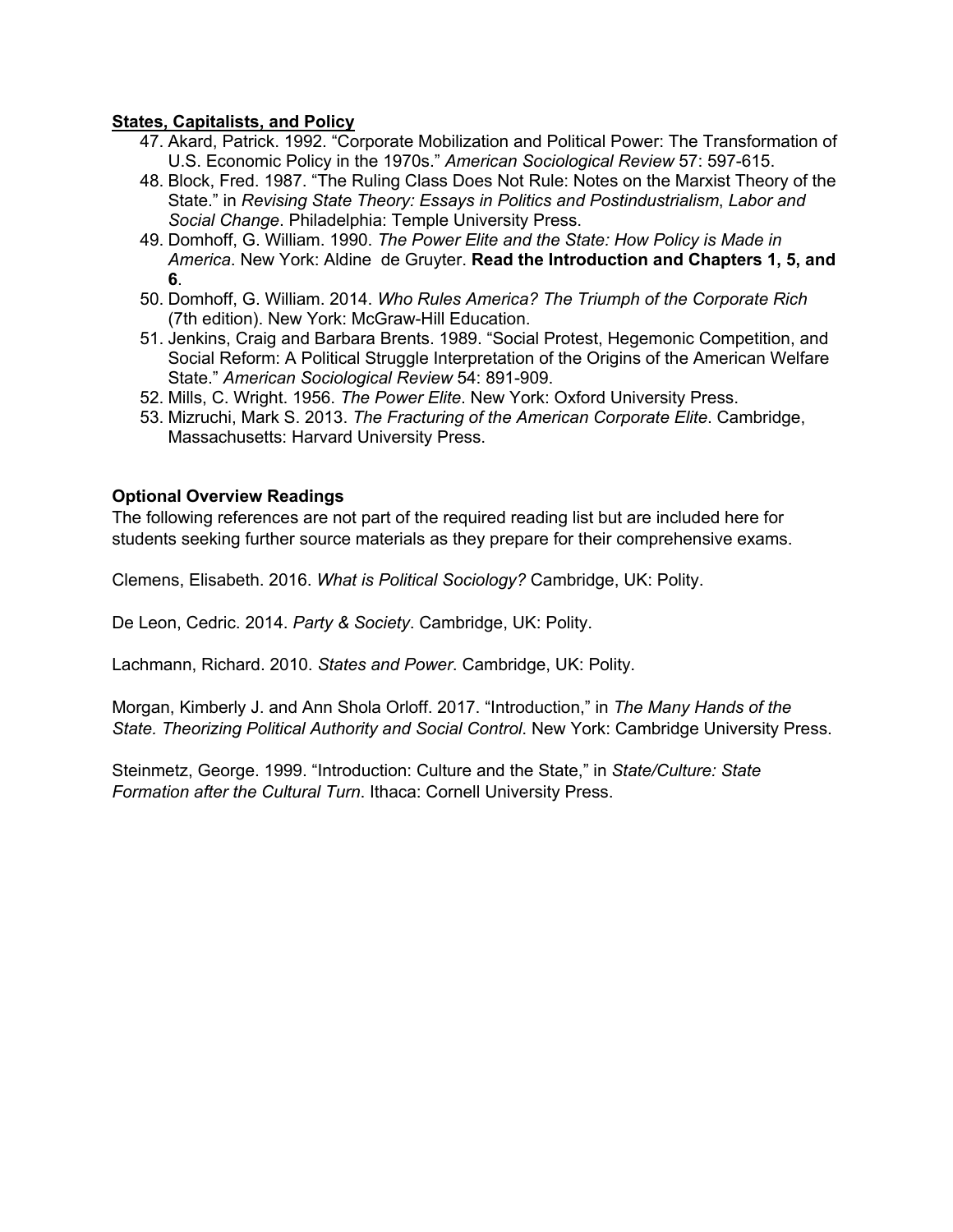**States, Capitalists, and Policy**

47. Akard, Patrick. 1992. "Corporate Mobilization and Political Power: The Transformation of U.S. Economic Policy in the 1970s." *American Sociological Review* 57: 597-615.
48. Block, Fred. 1987. "The Ruling Class Does Not Rule: Notes on the Marxist Theory of the State." in *Revising State Theory: Essays in Politics and Postindustrialism*, *Labor and Social Change*. Philadelphia: Temple University Press.
49. Domhoff, G. William. 1990. *The Power Elite and the State: How Policy is Made in America*. New York: Aldine de Gruyter. **Read the Introduction and Chapters 1, 5, and 6**.
50. Domhoff, G. William. 2014. *Who Rules America? The Triumph of the Corporate Rich* (7th edition). New York: McGraw-Hill Education.
51. Jenkins, Craig and Barbara Brents. 1989. "Social Protest, Hegemonic Competition, and Social Reform: A Political Struggle Interpretation of the Origins of the American Welfare State." *American Sociological Review* 54: 891-909.
52. Mills, C. Wright. 1956. *The Power Elite*. New York: Oxford University Press.
53. Mizruchi, Mark S. 2013. *The Fracturing of the American Corporate Elite*. Cambridge, Massachusetts: Harvard University Press.

**Optional Overview Readings**

The following references are not part of the required reading list but are included here for students seeking further source materials as they prepare for their comprehensive exams.

Clemens, Elisabeth. 2016. *What is Political Sociology?* Cambridge, UK: Polity.

De Leon, Cedric. 2014. *Party & Society*. Cambridge, UK: Polity.

Lachmann, Richard. 2010. *States and Power*. Cambridge, UK: Polity.

Morgan, Kimberly J. and Ann Shola Orloff. 2017. "Introduction," in *The Many Hands of the State. Theorizing Political Authority and Social Control*. New York: Cambridge University Press.

Steinmetz, George. 1999. "Introduction: Culture and the State," in *State/Culture: State Formation after the Cultural Turn*. Ithaca: Cornell University Press.